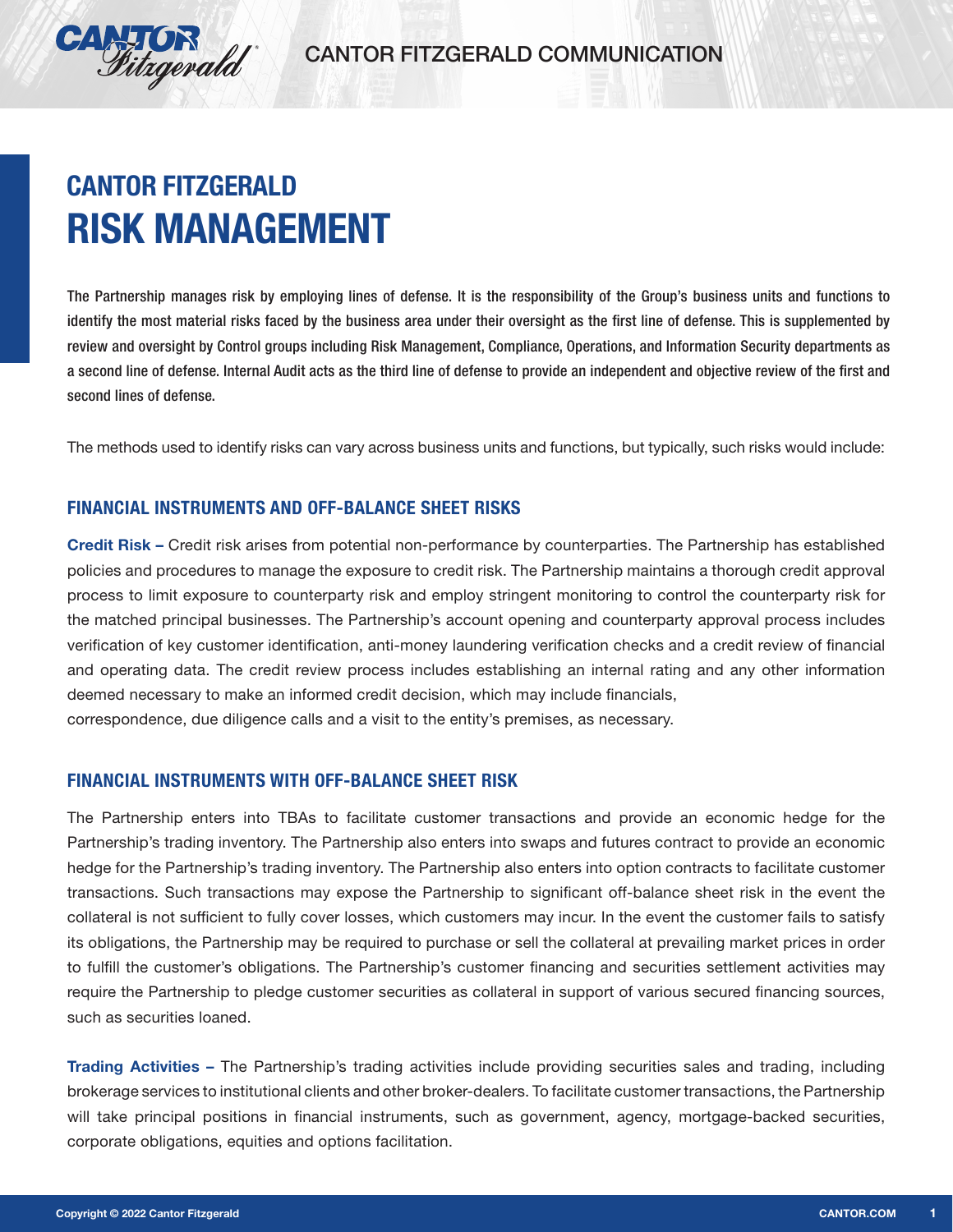# CANTOR FITZGERALD
# RISK MANAGEMENT

**The Partnership manages risk by employing lines of defense. It is the responsibility of the Group's business units and functions to identify the most material risks faced by the business area under their oversight as the first line of defense. This is supplemented by review and oversight by Control groups including Risk Management, Compliance, Operations, and Information Security departments as a second line of defense. Internal Audit acts as the third line of defense to provide an independent and objective review of the first and second lines of defense.**

The methods used to identify risks can vary across business units and functions, but typically, such risks would include:

## FINANCIAL INSTRUMENTS AND OFF-BALANCE SHEET RISKS

**Credit Risk –** Credit risk arises from potential non-performance by counterparties. The Partnership has established policies and procedures to manage the exposure to credit risk. The Partnership maintains a thorough credit approval process to limit exposure to counterparty risk and employ stringent monitoring to control the counterparty risk for the matched principal businesses. The Partnership's account opening and counterparty approval process includes verification of key customer identification, anti-money laundering verification checks and a credit review of financial and operating data. The credit review process includes establishing an internal rating and any other information deemed necessary to make an informed credit decision, which may include financials, correspondence, due diligence calls and a visit to the entity's premises, as necessary.

## FINANCIAL INSTRUMENTS WITH OFF-BALANCE SHEET RISK

The Partnership enters into TBAs to facilitate customer transactions and provide an economic hedge for the Partnership's trading inventory. The Partnership also enters into swaps and futures contract to provide an economic hedge for the Partnership's trading inventory. The Partnership also enters into option contracts to facilitate customer transactions. Such transactions may expose the Partnership to significant off-balance sheet risk in the event the collateral is not sufficient to fully cover losses, which customers may incur. In the event the customer fails to satisfy its obligations, the Partnership may be required to purchase or sell the collateral at prevailing market prices in order to fulfill the customer's obligations. The Partnership's customer financing and securities settlement activities may require the Partnership to pledge customer securities as collateral in support of various secured financing sources, such as securities loaned.

**Trading Activities –** The Partnership's trading activities include providing securities sales and trading, including brokerage services to institutional clients and other broker-dealers. To facilitate customer transactions, the Partnership will take principal positions in financial instruments, such as government, agency, mortgage-backed securities, corporate obligations, equities and options facilitation.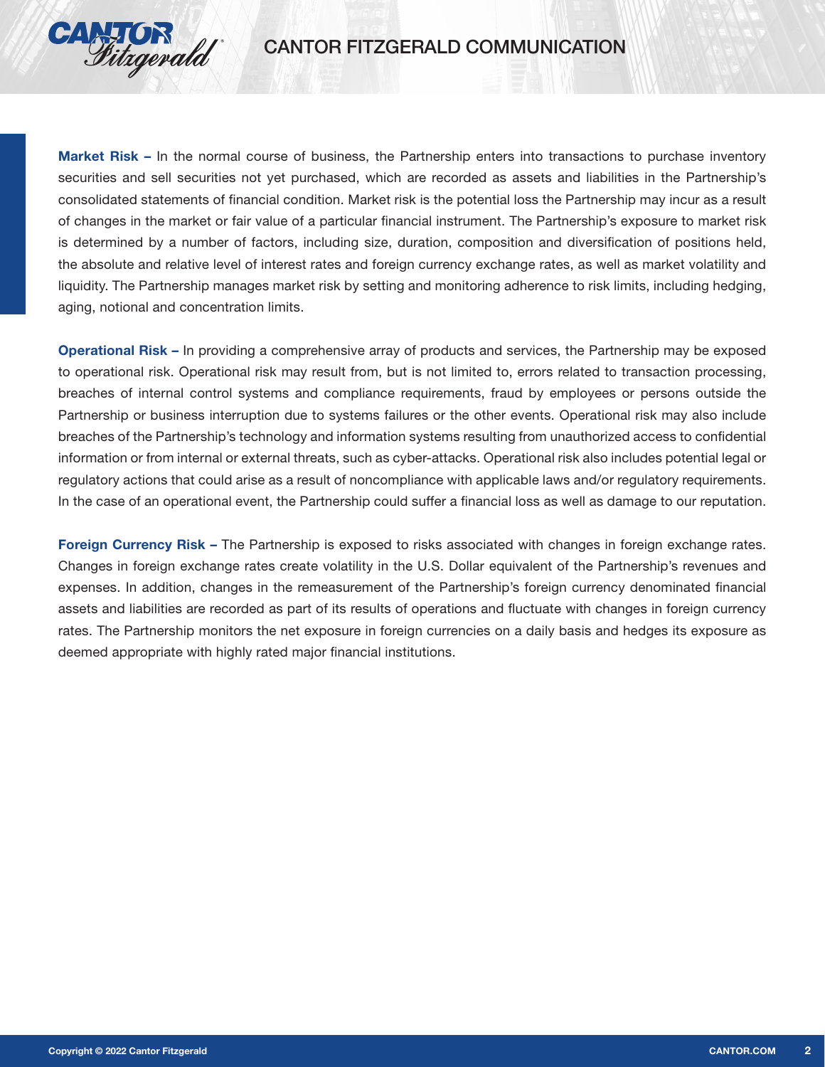**Market Risk –** In the normal course of business, the Partnership enters into transactions to purchase inventory securities and sell securities not yet purchased, which are recorded as assets and liabilities in the Partnership's consolidated statements of financial condition. Market risk is the potential loss the Partnership may incur as a result of changes in the market or fair value of a particular financial instrument. The Partnership's exposure to market risk is determined by a number of factors, including size, duration, composition and diversification of positions held, the absolute and relative level of interest rates and foreign currency exchange rates, as well as market volatility and liquidity. The Partnership manages market risk by setting and monitoring adherence to risk limits, including hedging, aging, notional and concentration limits.

**Operational Risk –** In providing a comprehensive array of products and services, the Partnership may be exposed to operational risk. Operational risk may result from, but is not limited to, errors related to transaction processing, breaches of internal control systems and compliance requirements, fraud by employees or persons outside the Partnership or business interruption due to systems failures or the other events. Operational risk may also include breaches of the Partnership's technology and information systems resulting from unauthorized access to confidential information or from internal or external threats, such as cyber-attacks. Operational risk also includes potential legal or regulatory actions that could arise as a result of noncompliance with applicable laws and/or regulatory requirements. In the case of an operational event, the Partnership could suffer a financial loss as well as damage to our reputation.

**Foreign Currency Risk –** The Partnership is exposed to risks associated with changes in foreign exchange rates. Changes in foreign exchange rates create volatility in the U.S. Dollar equivalent of the Partnership's revenues and expenses. In addition, changes in the remeasurement of the Partnership's foreign currency denominated financial assets and liabilities are recorded as part of its results of operations and fluctuate with changes in foreign currency rates. The Partnership monitors the net exposure in foreign currencies on a daily basis and hedges its exposure as deemed appropriate with highly rated major financial institutions.